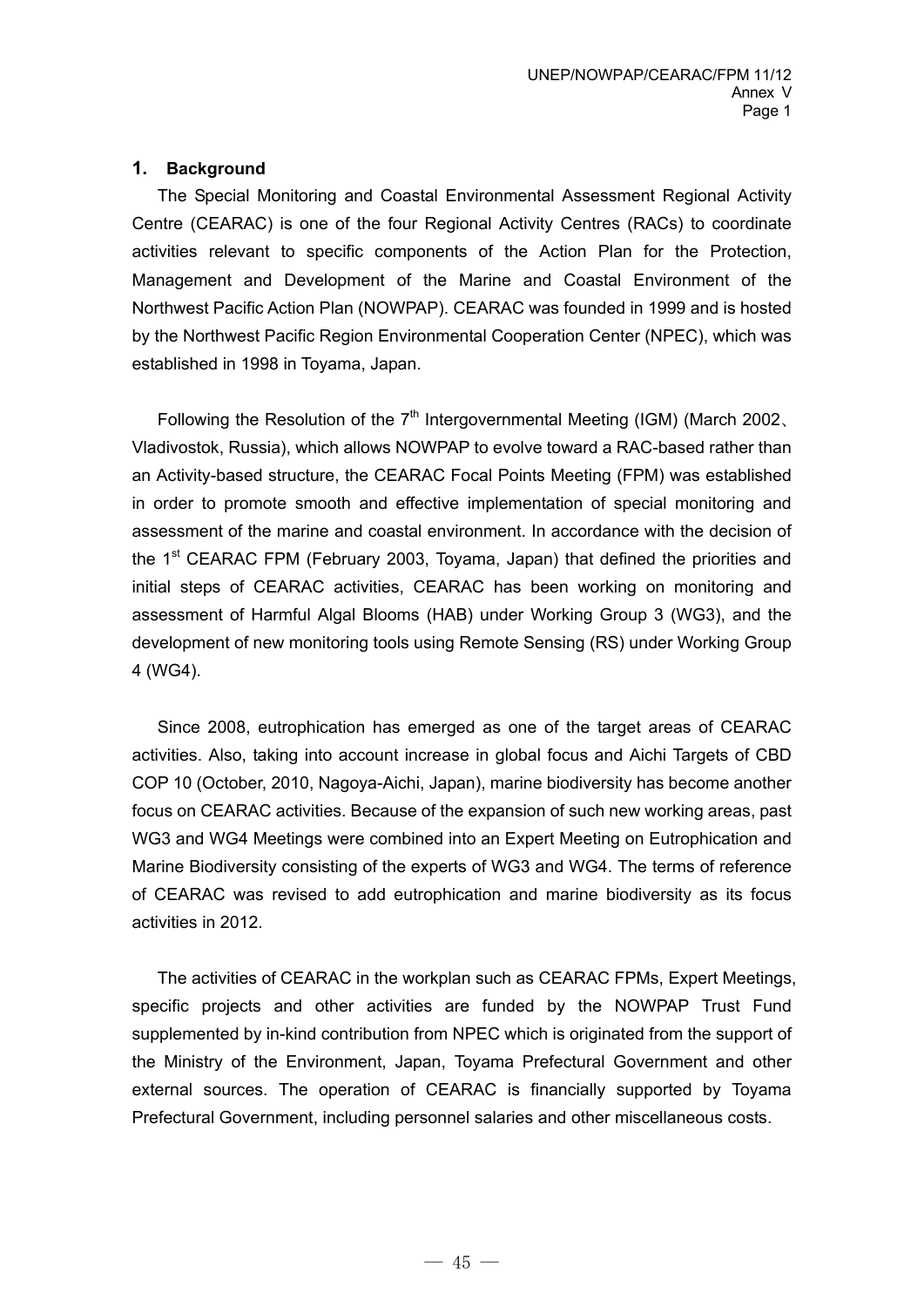## 1. Background

The Special Monitoring and Coastal Environmental Assessment Regional Activity Centre (CEARAC) is one of the four Regional Activity Centres (RACs) to coordinate activities relevant to specific components of the Action Plan for the Protection, Management and Development of the Marine and Coastal Environment of the Northwest Pacific Action Plan (NOWPAP). CEARAC was founded in 1999 and is hosted by the Northwest Pacific Region Environmental Cooperation Center (NPEC), which was established in 1998 in Toyama, Japan.

Following the Resolution of the 7th Intergovernmental Meeting (IGM) (March 2002、Vladivostok, Russia), which allows NOWPAP to evolve toward a RAC-based rather than an Activity-based structure, the CEARAC Focal Points Meeting (FPM) was established in order to promote smooth and effective implementation of special monitoring and assessment of the marine and coastal environment. In accordance with the decision of the 1st CEARAC FPM (February 2003, Toyama, Japan) that defined the priorities and initial steps of CEARAC activities, CEARAC has been working on monitoring and assessment of Harmful Algal Blooms (HAB) under Working Group 3 (WG3), and the development of new monitoring tools using Remote Sensing (RS) under Working Group 4 (WG4).

Since 2008, eutrophication has emerged as one of the target areas of CEARAC activities. Also, taking into account increase in global focus and Aichi Targets of CBD COP 10 (October, 2010, Nagoya-Aichi, Japan), marine biodiversity has become another focus on CEARAC activities. Because of the expansion of such new working areas, past WG3 and WG4 Meetings were combined into an Expert Meeting on Eutrophication and Marine Biodiversity consisting of the experts of WG3 and WG4. The terms of reference of CEARAC was revised to add eutrophication and marine biodiversity as its focus activities in 2012.

The activities of CEARAC in the workplan such as CEARAC FPMs, Expert Meetings, specific projects and other activities are funded by the NOWPAP Trust Fund supplemented by in-kind contribution from NPEC which is originated from the support of the Ministry of the Environment, Japan, Toyama Prefectural Government and other external sources. The operation of CEARAC is financially supported by Toyama Prefectural Government, including personnel salaries and other miscellaneous costs.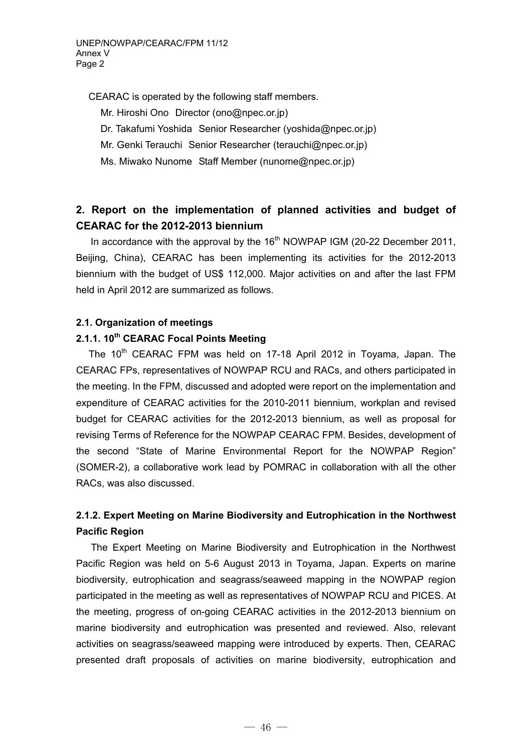CEARAC is operated by the following staff members.

Mr. Hiroshi Ono Director (ono@npec.or.jp)

Dr. Takafumi Yoshida Senior Researcher (yoshida@npec.or.jp)

Mr. Genki Terauchi Senior Researcher (terauchi@npec.or.jp)

Ms. Miwako Nunome Staff Member (nunome@npec.or.jp)

## 2. Report on the implementation of planned activities and budget of CEARAC for the 2012-2013 biennium

In accordance with the approval by the 16th NOWPAP IGM (20-22 December 2011, Beijing, China), CEARAC has been implementing its activities for the 2012-2013 biennium with the budget of US$ 112,000. Major activities on and after the last FPM held in April 2012 are summarized as follows.

### 2.1. Organization of meetings

#### 2.1.1. 10th CEARAC Focal Points Meeting

The 10th CEARAC FPM was held on 17-18 April 2012 in Toyama, Japan. The CEARAC FPs, representatives of NOWPAP RCU and RACs, and others participated in the meeting. In the FPM, discussed and adopted were report on the implementation and expenditure of CEARAC activities for the 2010-2011 biennium, workplan and revised budget for CEARAC activities for the 2012-2013 biennium, as well as proposal for revising Terms of Reference for the NOWPAP CEARAC FPM. Besides, development of the second "State of Marine Environmental Report for the NOWPAP Region" (SOMER-2), a collaborative work lead by POMRAC in collaboration with all the other RACs, was also discussed.

#### 2.1.2. Expert Meeting on Marine Biodiversity and Eutrophication in the Northwest Pacific Region

The Expert Meeting on Marine Biodiversity and Eutrophication in the Northwest Pacific Region was held on 5-6 August 2013 in Toyama, Japan. Experts on marine biodiversity, eutrophication and seagrass/seaweed mapping in the NOWPAP region participated in the meeting as well as representatives of NOWPAP RCU and PICES. At the meeting, progress of on-going CEARAC activities in the 2012-2013 biennium on marine biodiversity and eutrophication was presented and reviewed. Also, relevant activities on seagrass/seaweed mapping were introduced by experts. Then, CEARAC presented draft proposals of activities on marine biodiversity, eutrophication and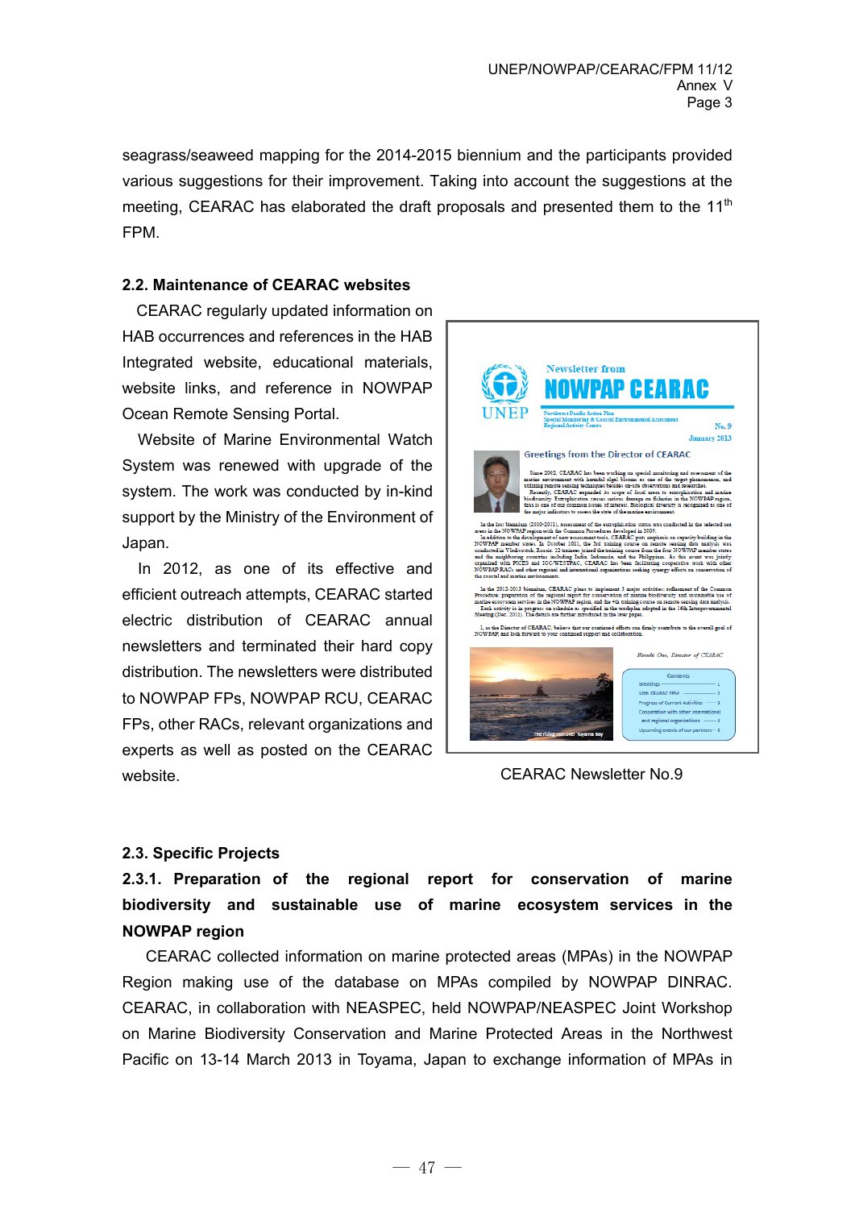seagrass/seaweed mapping for the 2014-2015 biennium and the participants provided various suggestions for their improvement. Taking into account the suggestions at the meeting, CEARAC has elaborated the draft proposals and presented them to the 11th FPM.

### 2.2. Maintenance of CEARAC websites

CEARAC regularly updated information on HAB occurrences and references in the HAB Integrated website, educational materials, website links, and reference in NOWPAP Ocean Remote Sensing Portal.

Website of Marine Environmental Watch System was renewed with upgrade of the system. The work was conducted by in-kind support by the Ministry of the Environment of Japan.

In 2012, as one of its effective and efficient outreach attempts, CEARAC started electric distribution of CEARAC annual newsletters and terminated their hard copy distribution. The newsletters were distributed to NOWPAP FPs, NOWPAP RCU, CEARAC FPs, other RACs, relevant organizations and experts as well as posted on the CEARAC website.

CEARAC Newsletter No.9

### 2.3. Specific Projects

#### 2.3.1. Preparation of the regional report for conservation of marine biodiversity and sustainable use of marine ecosystem services in the NOWPAP region

CEARAC collected information on marine protected areas (MPAs) in the NOWPAP Region making use of the database on MPAs compiled by NOWPAP DINRAC. CEARAC, in collaboration with NEASPEC, held NOWPAP/NEASPEC Joint Workshop on Marine Biodiversity Conservation and Marine Protected Areas in the Northwest Pacific on 13-14 March 2013 in Toyama, Japan to exchange information of MPAs in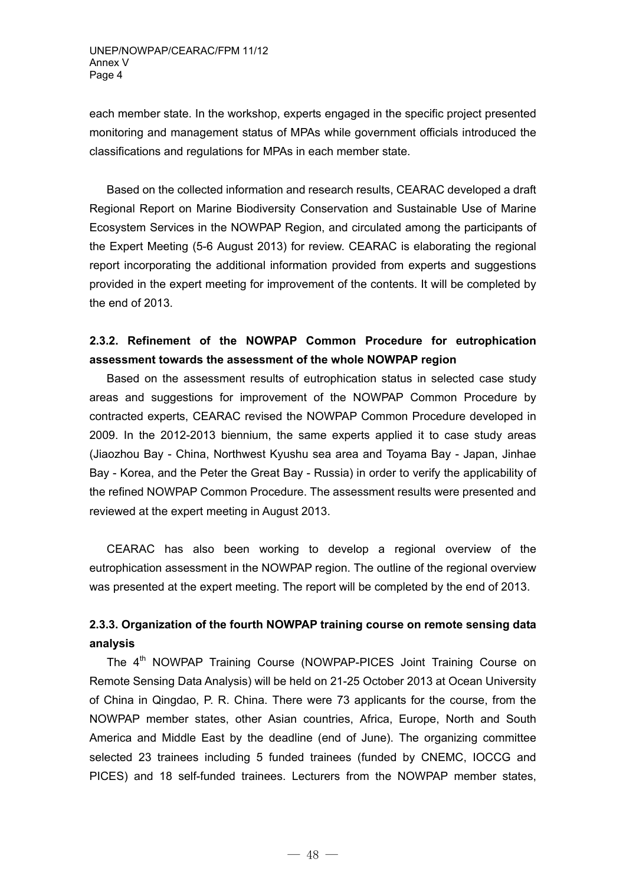each member state. In the workshop, experts engaged in the specific project presented monitoring and management status of MPAs while government officials introduced the classifications and regulations for MPAs in each member state.

Based on the collected information and research results, CEARAC developed a draft Regional Report on Marine Biodiversity Conservation and Sustainable Use of Marine Ecosystem Services in the NOWPAP Region, and circulated among the participants of the Expert Meeting (5-6 August 2013) for review. CEARAC is elaborating the regional report incorporating the additional information provided from experts and suggestions provided in the expert meeting for improvement of the contents. It will be completed by the end of 2013.

### 2.3.2. Refinement of the NOWPAP Common Procedure for eutrophication assessment towards the assessment of the whole NOWPAP region

Based on the assessment results of eutrophication status in selected case study areas and suggestions for improvement of the NOWPAP Common Procedure by contracted experts, CEARAC revised the NOWPAP Common Procedure developed in 2009. In the 2012-2013 biennium, the same experts applied it to case study areas (Jiaozhou Bay - China, Northwest Kyushu sea area and Toyama Bay - Japan, Jinhae Bay - Korea, and the Peter the Great Bay - Russia) in order to verify the applicability of the refined NOWPAP Common Procedure. The assessment results were presented and reviewed at the expert meeting in August 2013.

CEARAC has also been working to develop a regional overview of the eutrophication assessment in the NOWPAP region. The outline of the regional overview was presented at the expert meeting. The report will be completed by the end of 2013.

### 2.3.3. Organization of the fourth NOWPAP training course on remote sensing data analysis

The 4th NOWPAP Training Course (NOWPAP-PICES Joint Training Course on Remote Sensing Data Analysis) will be held on 21-25 October 2013 at Ocean University of China in Qingdao, P. R. China. There were 73 applicants for the course, from the NOWPAP member states, other Asian countries, Africa, Europe, North and South America and Middle East by the deadline (end of June). The organizing committee selected 23 trainees including 5 funded trainees (funded by CNEMC, IOCCG and PICES) and 18 self-funded trainees. Lecturers from the NOWPAP member states,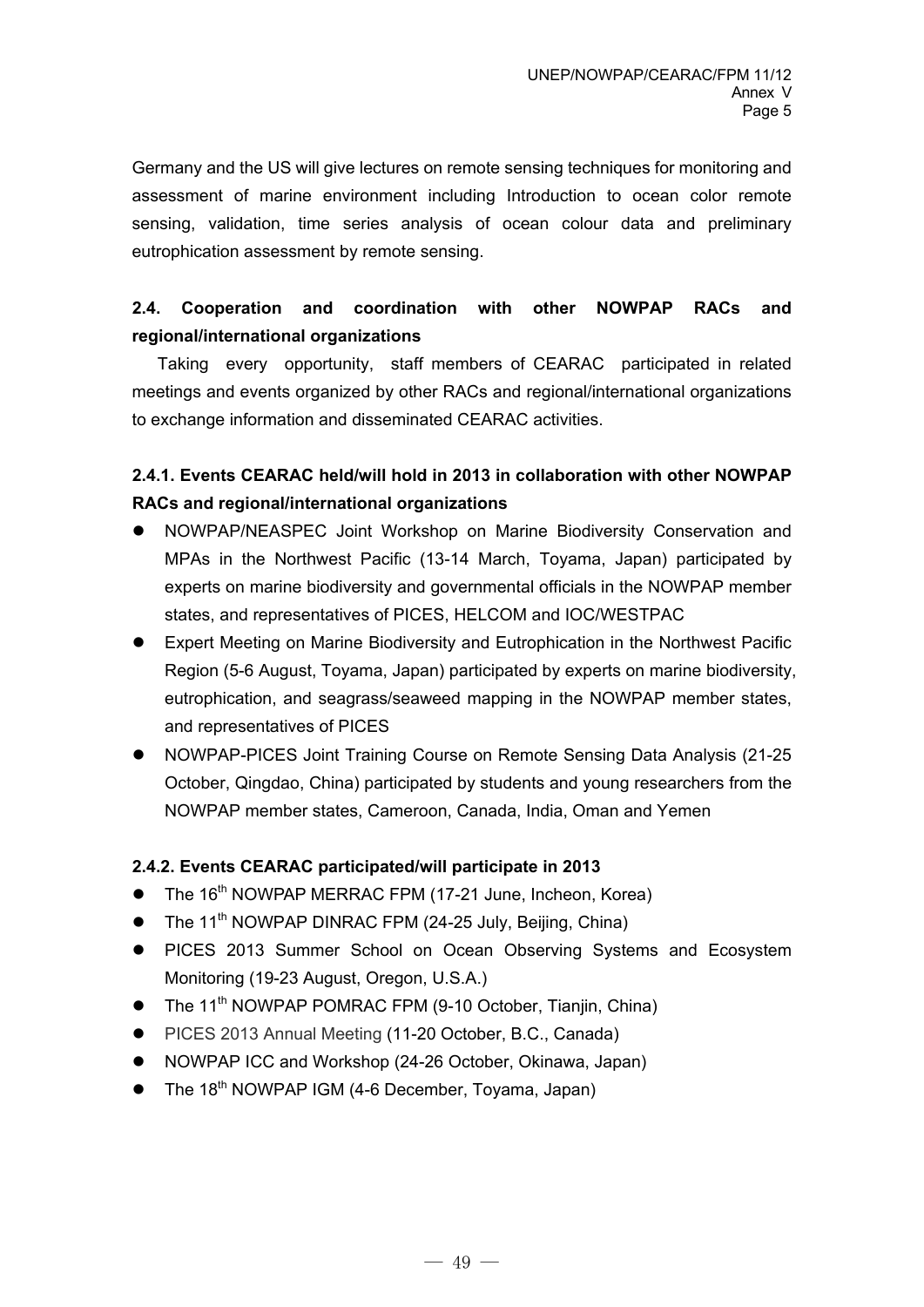Germany and the US will give lectures on remote sensing techniques for monitoring and assessment of marine environment including Introduction to ocean color remote sensing, validation, time series analysis of ocean colour data and preliminary eutrophication assessment by remote sensing.

### 2.4. Cooperation and coordination with other NOWPAP RACs and regional/international organizations

Taking every opportunity, staff members of CEARAC participated in related meetings and events organized by other RACs and regional/international organizations to exchange information and disseminated CEARAC activities.

#### 2.4.1. Events CEARAC held/will hold in 2013 in collaboration with other NOWPAP RACs and regional/international organizations

- NOWPAP/NEASPEC Joint Workshop on Marine Biodiversity Conservation and MPAs in the Northwest Pacific (13-14 March, Toyama, Japan) participated by experts on marine biodiversity and governmental officials in the NOWPAP member states, and representatives of PICES, HELCOM and IOC/WESTPAC
- Expert Meeting on Marine Biodiversity and Eutrophication in the Northwest Pacific Region (5-6 August, Toyama, Japan) participated by experts on marine biodiversity, eutrophication, and seagrass/seaweed mapping in the NOWPAP member states, and representatives of PICES
- NOWPAP-PICES Joint Training Course on Remote Sensing Data Analysis (21-25 October, Qingdao, China) participated by students and young researchers from the NOWPAP member states, Cameroon, Canada, India, Oman and Yemen

#### 2.4.2. Events CEARAC participated/will participate in 2013

- The 16th NOWPAP MERRAC FPM (17-21 June, Incheon, Korea)
- The 11th NOWPAP DINRAC FPM (24-25 July, Beijing, China)
- PICES 2013 Summer School on Ocean Observing Systems and Ecosystem Monitoring (19-23 August, Oregon, U.S.A.)
- The 11th NOWPAP POMRAC FPM (9-10 October, Tianjin, China)
- PICES 2013 Annual Meeting (11-20 October, B.C., Canada)
- NOWPAP ICC and Workshop (24-26 October, Okinawa, Japan)
- The 18th NOWPAP IGM (4-6 December, Toyama, Japan)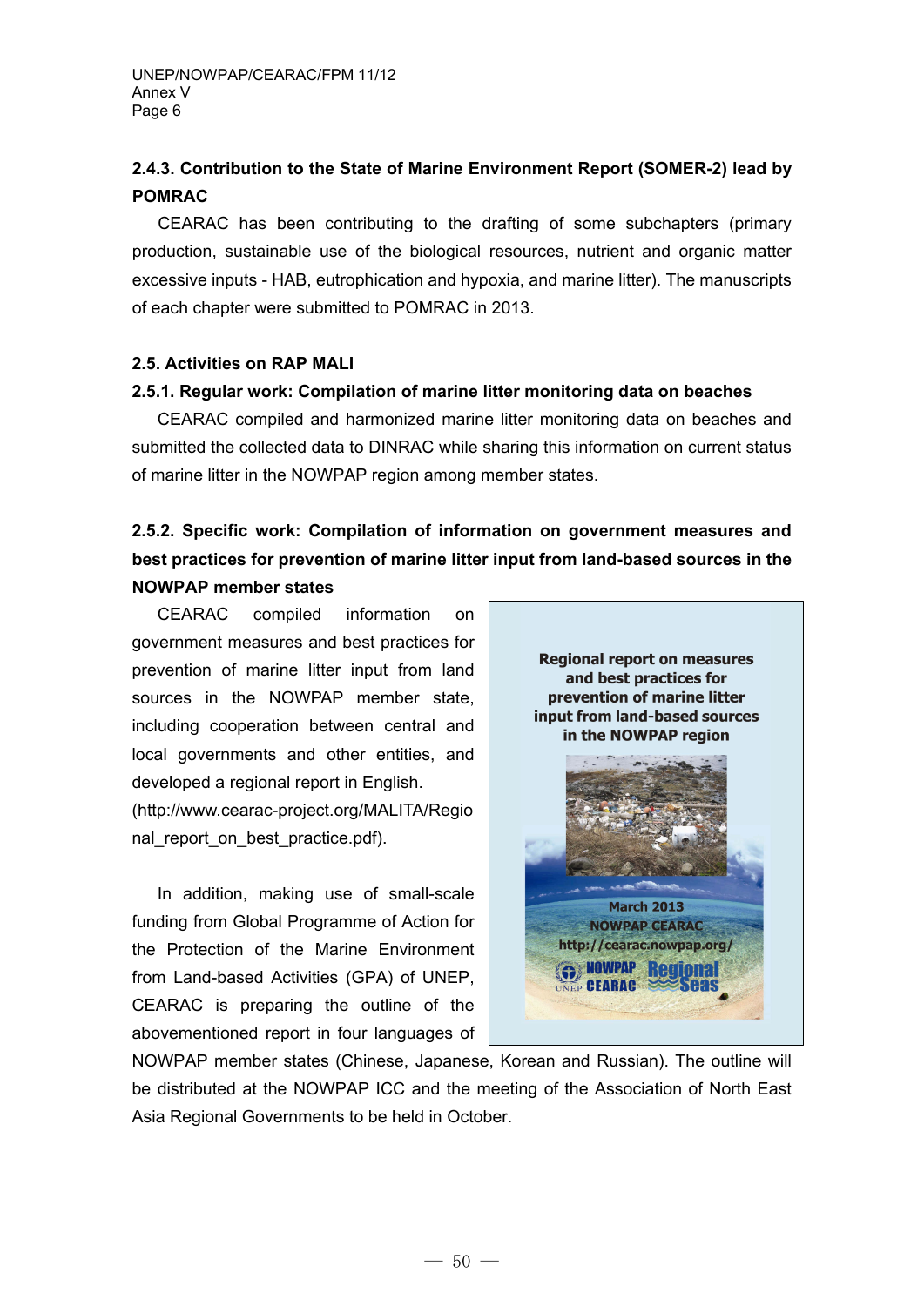### 2.4.3. Contribution to the State of Marine Environment Report (SOMER-2) lead by POMRAC

CEARAC has been contributing to the drafting of some subchapters (primary production, sustainable use of the biological resources, nutrient and organic matter excessive inputs - HAB, eutrophication and hypoxia, and marine litter). The manuscripts of each chapter were submitted to POMRAC in 2013.

### 2.5. Activities on RAP MALI

### 2.5.1. Regular work: Compilation of marine litter monitoring data on beaches

CEARAC compiled and harmonized marine litter monitoring data on beaches and submitted the collected data to DINRAC while sharing this information on current status of marine litter in the NOWPAP region among member states.

### 2.5.2. Specific work: Compilation of information on government measures and best practices for prevention of marine litter input from land-based sources in the NOWPAP member states

CEARAC compiled information on government measures and best practices for prevention of marine litter input from land sources in the NOWPAP member state, including cooperation between central and local governments and other entities, and developed a regional report in English. (http://www.cearac-project.org/MALITA/Regional_report_on_best_practice.pdf).

Regional report on measures and best practices for prevention of marine litter input from land-based sources in the NOWPAP region

March 2013
NOWPAP CEARAC
http://cearac.nowpap.org/

In addition, making use of small-scale funding from Global Programme of Action for the Protection of the Marine Environment from Land-based Activities (GPA) of UNEP, CEARAC is preparing the outline of the abovementioned report in four languages of NOWPAP member states (Chinese, Japanese, Korean and Russian). The outline will be distributed at the NOWPAP ICC and the meeting of the Association of North East Asia Regional Governments to be held in October.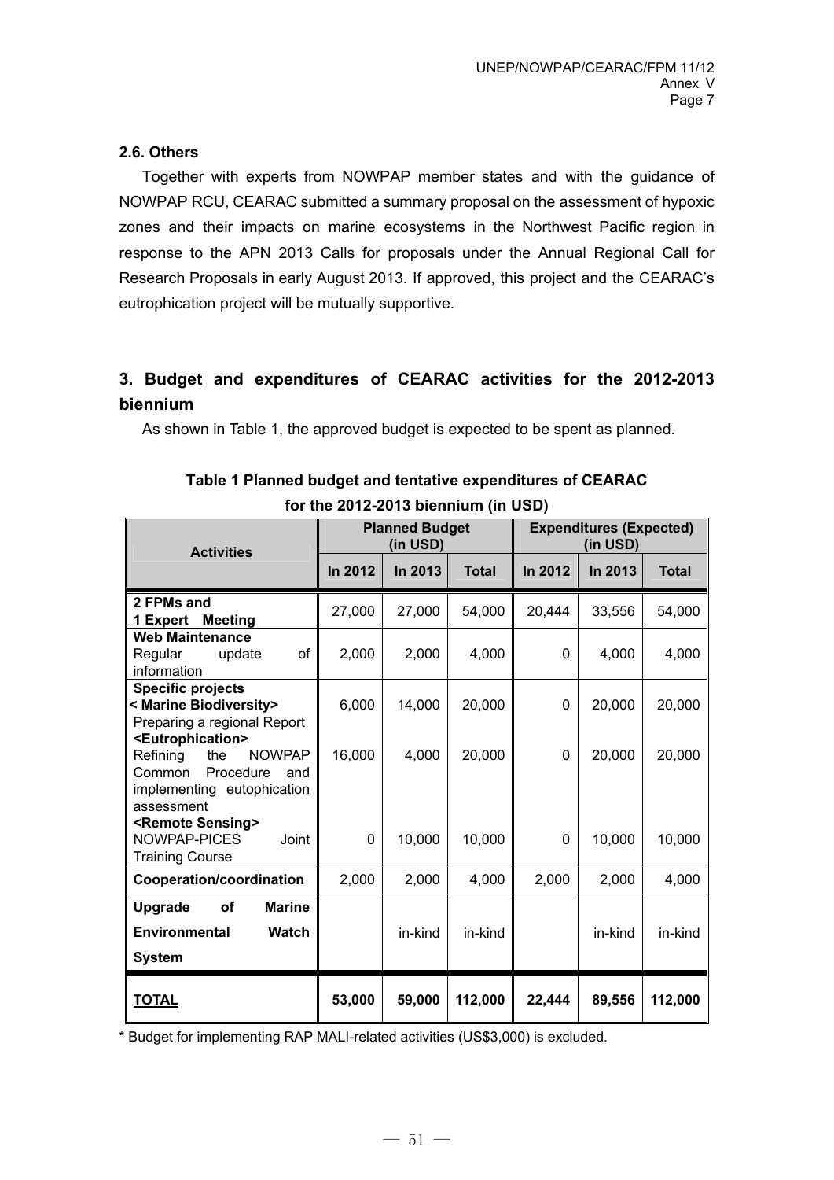### 2.6. Others

Together with experts from NOWPAP member states and with the guidance of NOWPAP RCU, CEARAC submitted a summary proposal on the assessment of hypoxic zones and their impacts on marine ecosystems in the Northwest Pacific region in response to the APN 2013 Calls for proposals under the Annual Regional Call for Research Proposals in early August 2013. If approved, this project and the CEARAC's eutrophication project will be mutually supportive.

## 3. Budget and expenditures of CEARAC activities for the 2012-2013 biennium

As shown in Table 1, the approved budget is expected to be spent as planned.

**Table 1 Planned budget and tentative expenditures of CEARAC for the 2012-2013 biennium (in USD)**

| Activities | Planned Budget (in USD) | | | Expenditures (Expected) (in USD) | | |
|---|---|---|---|---|---|---|
| | In 2012 | In 2013 | Total | In 2012 | In 2013 | Total |
| **2 FPMs and 1 Expert Meeting** | 27,000 | 27,000 | 54,000 | 20,444 | 33,556 | 54,000 |
| **Web Maintenance** Regular update of information | 2,000 | 2,000 | 4,000 | 0 | 4,000 | 4,000 |
| **Specific projects** **< Marine Biodiversity>** Preparing a regional Report | 6,000 | 14,000 | 20,000 | 0 | 20,000 | 20,000 |
| **<Eutrophication>** Refining the NOWPAP Common Procedure and implementing eutophication assessment | 16,000 | 4,000 | 20,000 | 0 | 20,000 | 20,000 |
| **<Remote Sensing>** NOWPAP-PICES Joint Training Course | 0 | 10,000 | 10,000 | 0 | 10,000 | 10,000 |
| **Cooperation/coordination** | 2,000 | 2,000 | 4,000 | 2,000 | 2,000 | 4,000 |
| **Upgrade of Marine Environmental Watch System** | | in-kind | in-kind | | in-kind | in-kind |
| **TOTAL** | **53,000** | **59,000** | **112,000** | **22,444** | **89,556** | **112,000** |

* Budget for implementing RAP MALI-related activities (US$3,000) is excluded.